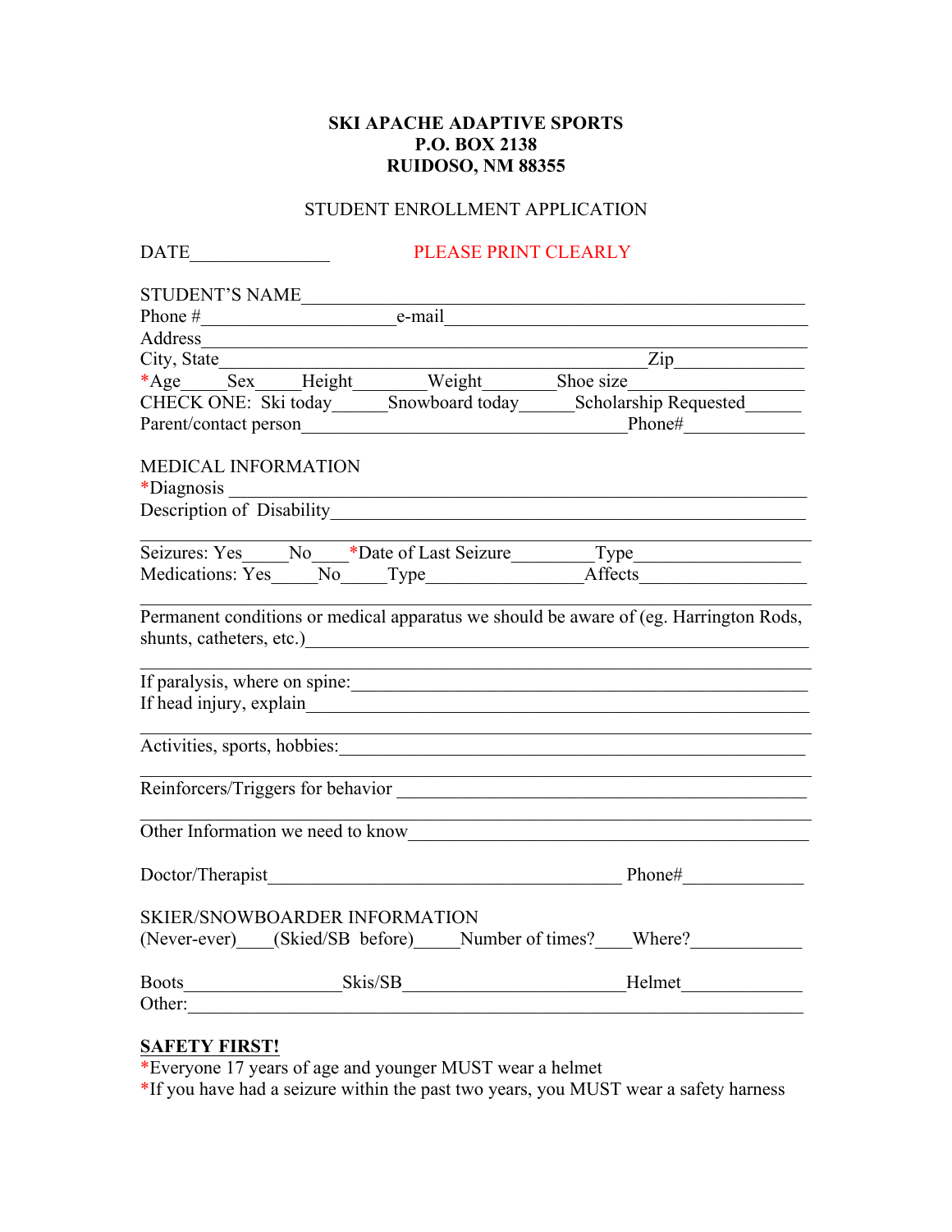**SKI APACHE ADAPTIVE SPORTS**
**P.O. BOX 2138**
**RUIDOSO, NM 88355**

STUDENT ENROLLMENT APPLICATION

DATE_______________ PLEASE PRINT CLEARLY

STUDENT'S NAME_______________________________________________________
Phone #_____________________e-mail_____________________________________
Address_______________________________________________________________
City, State_______________________________________________Zip_____________
*Age_____Sex_____Height________Weight________Shoe size__________________
CHECK ONE: Ski today______Snowboard today______Scholarship Requested______
Parent/contact person____________________________________Phone#_____________

MEDICAL INFORMATION
*Diagnosis _____________________________________________________________
Description of Disability___________________________________________________
________________________________________________________________________
Seizures: Yes_____No____*Date of Last Seizure_________Type__________________
Medications: Yes_____No_____Type_________________Affects__________________
________________________________________________________________________
Permanent conditions or medical apparatus we should be aware of (eg. Harrington Rods, shunts, catheters, etc.)_______________________________________________________
________________________________________________________________________
If paralysis, where on spine:______________________________________________
If head injury, explain____________________________________________________
________________________________________________________________________
Activities, sports, hobbies:_________________________________________________
________________________________________________________________________
Reinforcers/Triggers for behavior _________________________________________
________________________________________________________________________
Other Information we need to know_________________________________________

Doctor/Therapist_______________________________________ Phone#_____________

SKIER/SNOWBOARDER INFORMATION
(Never-ever)____(Skied/SB before)_____Number of times?____Where?____________

Boots_________________Skis/SB________________________Helmet_____________
Other:__________________________________________________________________

**SAFETY FIRST!**
*Everyone 17 years of age and younger MUST wear a helmet
*If you have had a seizure within the past two years, you MUST wear a safety harness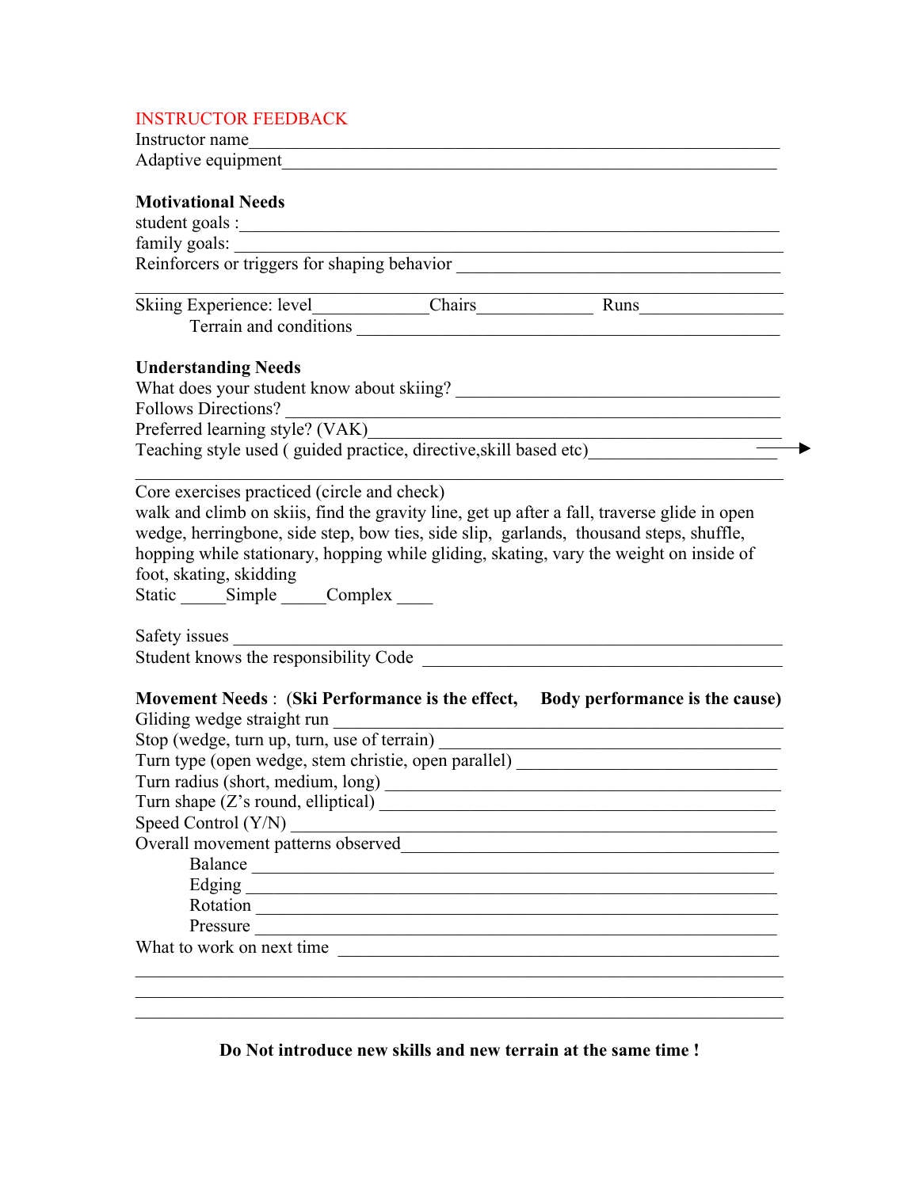INSTRUCTOR FEEDBACK

Instructor name_______________________________________________________________

Adaptive equipment____________________________________________________________

**Motivational Needs**

student goals :_______________________________________________________________

family goals: ________________________________________________________________

Reinforcers or triggers for shaping behavior _________________________________

______________________________________________________________________________

Skiing Experience: level_____________Chairs_____________ Runs_______________

Terrain and conditions _______________________________________________________

**Understanding Needs**

What does your student know about skiing? ____________________________________

Follows Directions? __________________________________________________________

Preferred learning style? (VAK)_______________________________________________

Teaching style used ( guided practice, directive,skill based etc)____________________ →

______________________________________________________________________________

Core exercises practiced (circle and check)

walk and climb on skiis, find the gravity line, get up after a fall, traverse glide in open wedge, herringbone, side step, bow ties, side slip, garlands, thousand steps, shuffle, hopping while stationary, hopping while gliding, skating, vary the weight on inside of foot, skating, skidding

Static _____Simple _____Complex ____

Safety issues ________________________________________________________________

Student knows the responsibility Code ________________________________________

**Movement Needs** : (**Ski Performance is the effect, Body performance is the cause)**

Gliding wedge straight run ___________________________________________________

Stop (wedge, turn up, turn, use of terrain) __________________________________

Turn type (open wedge, stem christie, open parallel) _________________________

Turn radius (short, medium, long) ___________________________________________

Turn shape (Z's round, elliptical) __________________________________________

Speed Control (Y/N) __________________________________________________________

Overall movement patterns observed___________________________________________

Balance ______________________________________________________________________

Edging _______________________________________________________________________

Rotation _____________________________________________________________________

Pressure _____________________________________________________________________

What to work on next time ____________________________________________________

______________________________________________________________________________

______________________________________________________________________________

______________________________________________________________________________

**Do Not introduce new skills and new terrain at the same time !**